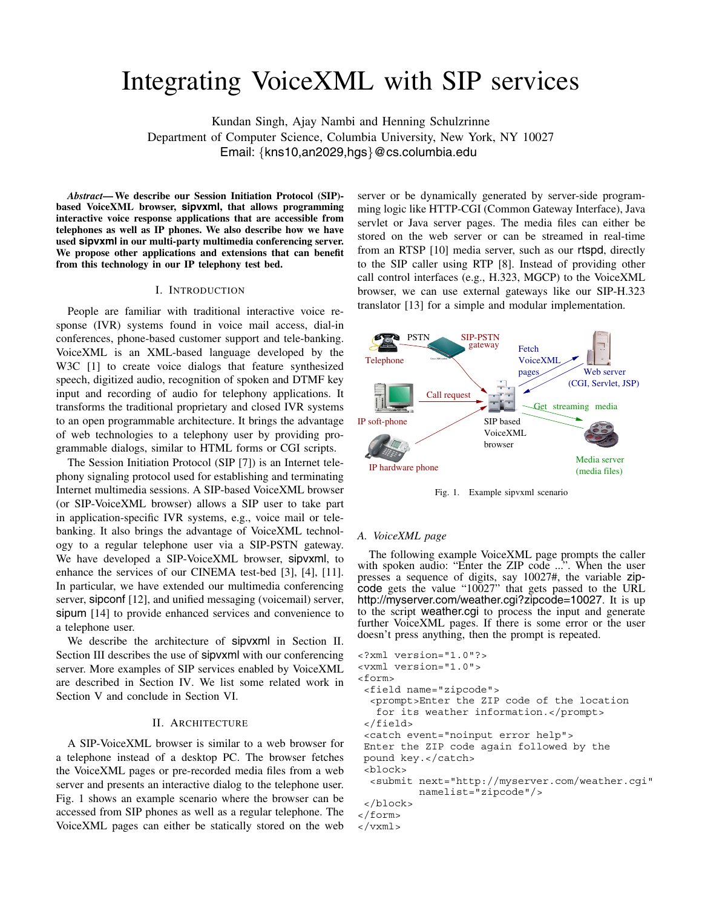# Integrating VoiceXML with SIP services

Kundan Singh, Ajay Nambi and Henning Schulzrinne
Department of Computer Science, Columbia University, New York, NY 10027
Email: {kns10,an2029,hgs}@cs.columbia.edu

***Abstract*— We describe our Session Initiation Protocol (SIP)-based VoiceXML browser, sipvxml, that allows programming interactive voice response applications that are accessible from telephones as well as IP phones. We also describe how we have used sipvxml in our multi-party multimedia conferencing server. We propose other applications and extensions that can benefit from this technology in our IP telephony test bed.**

## I. Introduction

People are familiar with traditional interactive voice response (IVR) systems found in voice mail access, dial-in conferences, phone-based customer support and tele-banking. VoiceXML is an XML-based language developed by the W3C [1] to create voice dialogs that feature synthesized speech, digitized audio, recognition of spoken and DTMF key input and recording of audio for telephony applications. It transforms the traditional proprietary and closed IVR systems to an open programmable architecture. It brings the advantage of web technologies to a telephony user by providing programmable dialogs, similar to HTML forms or CGI scripts.

The Session Initiation Protocol (SIP [7]) is an Internet telephony signaling protocol used for establishing and terminating Internet multimedia sessions. A SIP-based VoiceXML browser (or SIP-VoiceXML browser) allows a SIP user to take part in application-specific IVR systems, e.g., voice mail or tele-banking. It also brings the advantage of VoiceXML technology to a regular telephone user via a SIP-PSTN gateway. We have developed a SIP-VoiceXML browser, sipvxml, to enhance the services of our CINEMA test-bed [3], [4], [11]. In particular, we have extended our multimedia conferencing server, sipconf [12], and unified messaging (voicemail) server, sipum [14] to provide enhanced services and convenience to a telephone user.

We describe the architecture of sipvxml in Section II. Section III describes the use of sipvxml with our conferencing server. More examples of SIP services enabled by VoiceXML are described in Section IV. We list some related work in Section V and conclude in Section VI.

## II. Architecture

A SIP-VoiceXML browser is similar to a web browser for a telephone instead of a desktop PC. The browser fetches the VoiceXML pages or pre-recorded media files from a web server and presents an interactive dialog to the telephone user. Fig. 1 shows an example scenario where the browser can be accessed from SIP phones as well as a regular telephone. The VoiceXML pages can either be statically stored on the web server or be dynamically generated by server-side programming logic like HTTP-CGI (Common Gateway Interface), Java servlet or Java server pages. The media files can either be stored on the web server or can be streamed in real-time from an RTSP [10] media server, such as our rtspd, directly to the SIP caller using RTP [8]. Instead of providing other call control interfaces (e.g., H.323, MGCP) to the VoiceXML browser, we can use external gateways like our SIP-H.323 translator [13] for a simple and modular implementation.

Fig. 1. Example sipvxml scenario

### A. VoiceXML page

The following example VoiceXML page prompts the caller with spoken audio: "Enter the ZIP code ...". When the user presses a sequence of digits, say 10027#, the variable zipcode gets the value "10027" that gets passed to the URL http://myserver.com/weather.cgi?zipcode=10027. It is up to the script weather.cgi to process the input and generate further VoiceXML pages. If there is some error or the user doesn't press anything, then the prompt is repeated.

```
<?xml version="1.0"?>
<vxml version="1.0">
<form>
 <field name="zipcode">
  <prompt>Enter the ZIP code of the location
   for its weather information.</prompt>
 </field>
 <catch event="noinput error help">
 Enter the ZIP code again followed by the
 pound key.</catch>
 <block>
  <submit next="http://myserver.com/weather.cgi"
          namelist="zipcode"/>
 </block>
</form>
</vxml>
```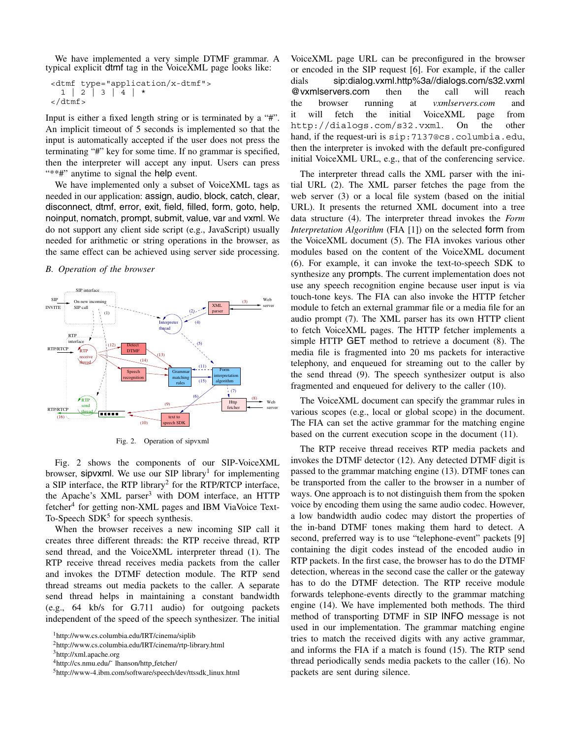We have implemented a very simple DTMF grammar. A typical explicit dtmf tag in the VoiceXML page looks like:

```
<dtmf type="application/x-dtmf">
  1 | 2 | 3 | 4 | *
</dtmf>
```

Input is either a fixed length string or is terminated by a "#". An implicit timeout of 5 seconds is implemented so that the input is automatically accepted if the user does not press the terminating "#" key for some time. If no grammar is specified, then the interpreter will accept any input. Users can press "**#" anytime to signal the help event.

We have implemented only a subset of VoiceXML tags as needed in our application: assign, audio, block, catch, clear, disconnect, dtmf, error, exit, field, filled, form, goto, help, noinput, nomatch, prompt, submit, value, var and vxml. We do not support any client side script (e.g., JavaScript) usually needed for arithmetic or string operations in the browser, as the same effect can be achieved using server side processing.

### *B. Operation of the browser*

Fig. 2. Operation of sipvxml

Fig. 2 shows the components of our SIP-VoiceXML browser, sipvxml. We use our SIP library[1] for implementing a SIP interface, the RTP library[2] for the RTP/RTCP interface, the Apache's XML parser[3] with DOM interface, an HTTP fetcher[4] for getting non-XML pages and IBM ViaVoice Text-To-Speech SDK[5] for speech synthesis.

When the browser receives a new incoming SIP call it creates three different threads: the RTP receive thread, RTP send thread, and the VoiceXML interpreter thread (1). The RTP receive thread receives media packets from the caller and invokes the DTMF detection module. The RTP send thread streams out media packets to the caller. A separate send thread helps in maintaining a constant bandwidth (e.g., 64 kb/s for G.711 audio) for outgoing packets independent of the speed of the speech synthesizer. The initial VoiceXML page URL can be preconfigured in the browser or encoded in the SIP request [6]. For example, if the caller dials sip:dialog.vxml.http%3a//dialogs.com/s32.vxml @vxmlservers.com then the call will reach the browser running at *vxmlservers.com* and it will fetch the initial VoiceXML page from `http://dialogs.com/s32.vxml`. On the other hand, if the request-uri is `sip:7137@cs.columbia.edu`, then the interpreter is invoked with the default pre-configured initial VoiceXML URL, e.g., that of the conferencing service.

The interpreter thread calls the XML parser with the initial URL (2). The XML parser fetches the page from the web server (3) or a local file system (based on the initial URL). It presents the returned XML document into a tree data structure (4). The interpreter thread invokes the *Form Interpretation Algorithm* (FIA [1]) on the selected form from the VoiceXML document (5). The FIA invokes various other modules based on the content of the VoiceXML document (6). For example, it can invoke the text-to-speech SDK to synthesize any prompts. The current implementation does not use any speech recognition engine because user input is via touch-tone keys. The FIA can also invoke the HTTP fetcher module to fetch an external grammar file or a media file for an audio prompt (7). The XML parser has its own HTTP client to fetch VoiceXML pages. The HTTP fetcher implements a simple HTTP GET method to retrieve a document (8). The media file is fragmented into 20 ms packets for interactive telephony, and enqueued for streaming out to the caller by the send thread (9). The speech synthesizer output is also fragmented and enqueued for delivery to the caller (10).

The VoiceXML document can specify the grammar rules in various scopes (e.g., local or global scope) in the document. The FIA can set the active grammar for the matching engine based on the current execution scope in the document (11).

The RTP receive thread receives RTP media packets and invokes the DTMF detector (12). Any detected DTMF digit is passed to the grammar matching engine (13). DTMF tones can be transported from the caller to the browser in a number of ways. One approach is to not distinguish them from the spoken voice by encoding them using the same audio codec. However, a low bandwidth audio codec may distort the properties of the in-band DTMF tones making them hard to detect. A second, preferred way is to use "telephone-event" packets [9] containing the digit codes instead of the encoded audio in RTP packets. In the first case, the browser has to do the DTMF detection, whereas in the second case the caller or the gateway has to do the DTMF detection. The RTP receive module forwards telephone-events directly to the grammar matching engine (14). We have implemented both methods. The third method of transporting DTMF in SIP INFO message is not used in our implementation. The grammar matching engine tries to match the received digits with any active grammar, and informs the FIA if a match is found (15). The RTP send thread periodically sends media packets to the caller (16). No packets are sent during silence.

[1] http://www.cs.columbia.edu/IRT/cinema/siplib
[2] http://www.cs.columbia.edu/IRT/cinema/rtp-library.html
[3] http://xml.apache.org
[4] http://cs.nmu.edu/~ lhanson/http_fetcher/
[5] http://www-4.ibm.com/software/speech/dev/ttssdk_linux.html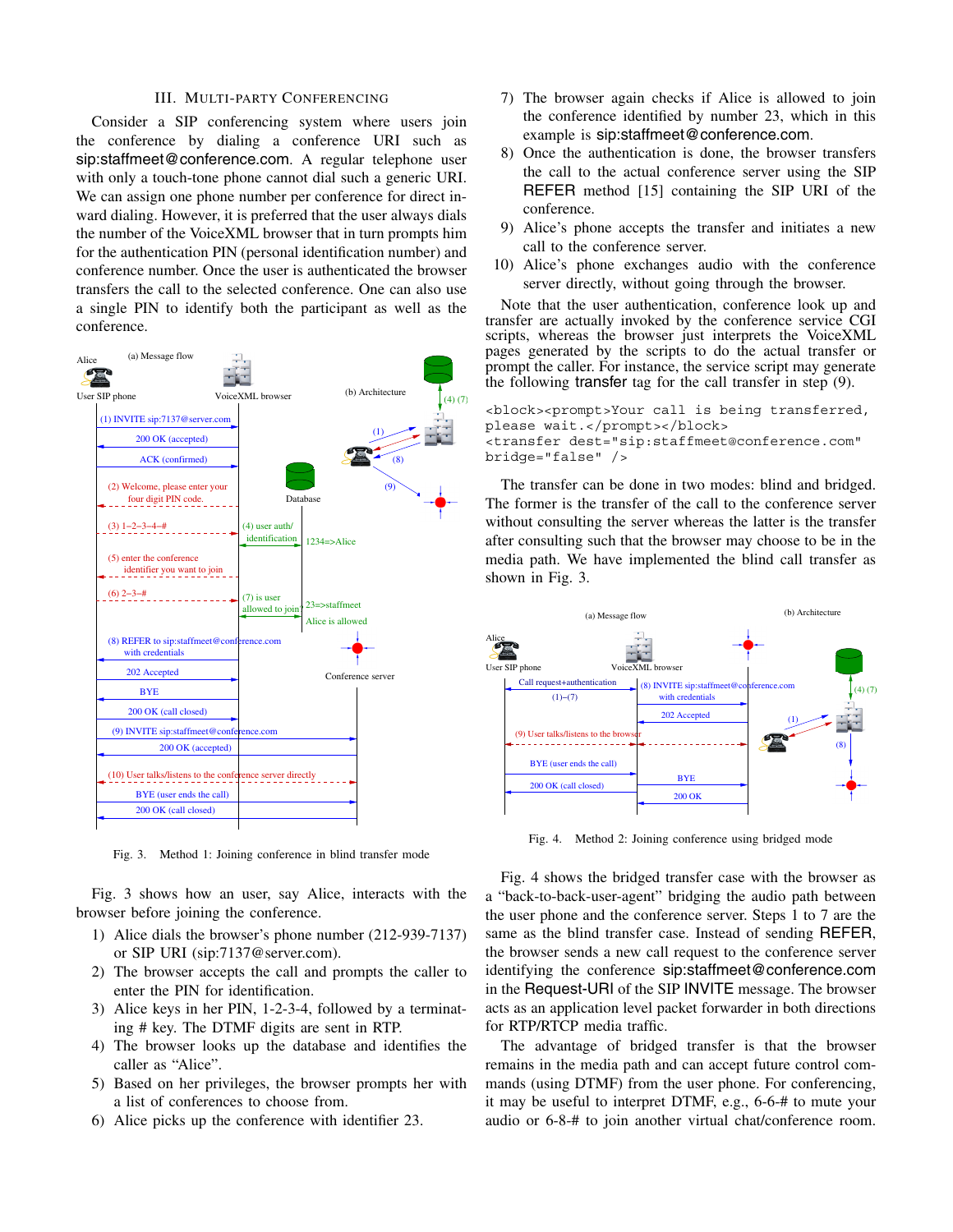## III. Multi-Party Conferencing

Consider a SIP conferencing system where users join the conference by dialing a conference URI such as sip:staffmeet@conference.com. A regular telephone user with only a touch-tone phone cannot dial such a generic URI. We can assign one phone number per conference for direct inward dialing. However, it is preferred that the user always dials the number of the VoiceXML browser that in turn prompts him for the authentication PIN (personal identification number) and conference number. Once the user is authenticated the browser transfers the call to the selected conference. One can also use a single PIN to identify both the participant as well as the conference.

Fig. 3. Method 1: Joining conference in blind transfer mode

Fig. 3 shows how an user, say Alice, interacts with the browser before joining the conference.

1) Alice dials the browser's phone number (212-939-7137) or SIP URI (sip:7137@server.com).
2) The browser accepts the call and prompts the caller to enter the PIN for identification.
3) Alice keys in her PIN, 1-2-3-4, followed by a terminating # key. The DTMF digits are sent in RTP.
4) The browser looks up the database and identifies the caller as "Alice".
5) Based on her privileges, the browser prompts her with a list of conferences to choose from.
6) Alice picks up the conference with identifier 23.
7) The browser again checks if Alice is allowed to join the conference identified by number 23, which in this example is sip:staffmeet@conference.com.
8) Once the authentication is done, the browser transfers the call to the actual conference server using the SIP REFER method [15] containing the SIP URI of the conference.
9) Alice's phone accepts the transfer and initiates a new call to the conference server.
10) Alice's phone exchanges audio with the conference server directly, without going through the browser.

Note that the user authentication, conference look up and transfer are actually invoked by the conference service CGI scripts, whereas the browser just interprets the VoiceXML pages generated by the scripts to do the actual transfer or prompt the caller. For instance, the service script may generate the following transfer tag for the call transfer in step (9).

```
<block><prompt>Your call is being transferred,
please wait.</prompt></block>
<transfer dest="sip:staffmeet@conference.com"
bridge="false" />
```

The transfer can be done in two modes: blind and bridged. The former is the transfer of the call to the conference server without consulting the server whereas the latter is the transfer after consulting such that the browser may choose to be in the media path. We have implemented the blind call transfer as shown in Fig. 3.

Fig. 4. Method 2: Joining conference using bridged mode

Fig. 4 shows the bridged transfer case with the browser as a "back-to-back-user-agent" bridging the audio path between the user phone and the conference server. Steps 1 to 7 are the same as the blind transfer case. Instead of sending REFER, the browser sends a new call request to the conference server identifying the conference sip:staffmeet@conference.com in the Request-URI of the SIP INVITE message. The browser acts as an application level packet forwarder in both directions for RTP/RTCP media traffic.

The advantage of bridged transfer is that the browser remains in the media path and can accept future control commands (using DTMF) from the user phone. For conferencing, it may be useful to interpret DTMF, e.g., 6-6-# to mute your audio or 6-8-# to join another virtual chat/conference room.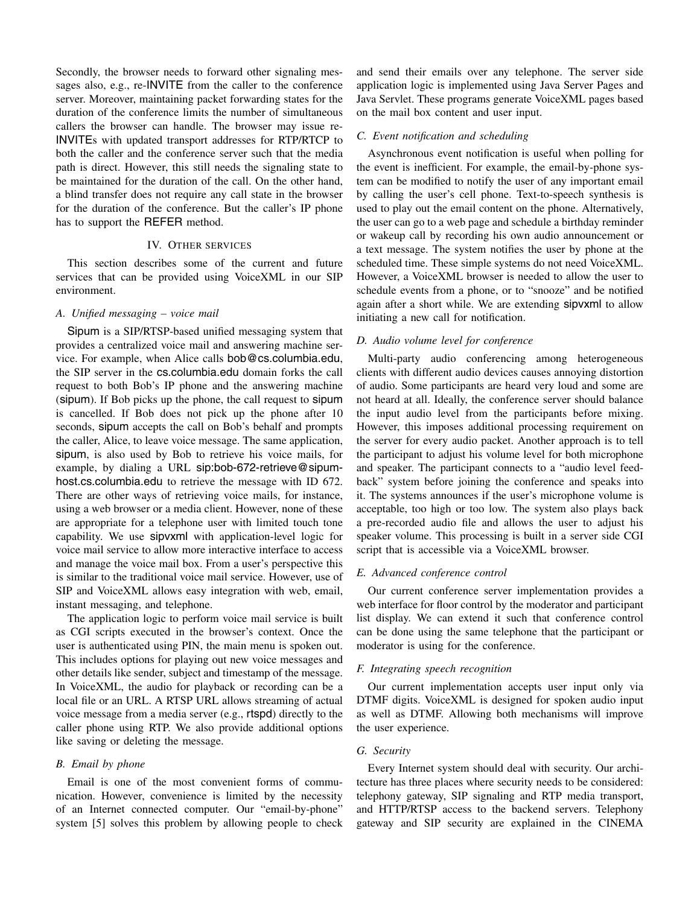Secondly, the browser needs to forward other signaling messages also, e.g., re-INVITE from the caller to the conference server. Moreover, maintaining packet forwarding states for the duration of the conference limits the number of simultaneous callers the browser can handle. The browser may issue re-INVITEs with updated transport addresses for RTP/RTCP to both the caller and the conference server such that the media path is direct. However, this still needs the signaling state to be maintained for the duration of the call. On the other hand, a blind transfer does not require any call state in the browser for the duration of the conference. But the caller's IP phone has to support the REFER method.

## IV. Other services

This section describes some of the current and future services that can be provided using VoiceXML in our SIP environment.

### A. Unified messaging – voice mail

Sipum is a SIP/RTSP-based unified messaging system that provides a centralized voice mail and answering machine service. For example, when Alice calls bob@cs.columbia.edu, the SIP server in the cs.columbia.edu domain forks the call request to both Bob's IP phone and the answering machine (sipum). If Bob picks up the phone, the call request to sipum is cancelled. If Bob does not pick up the phone after 10 seconds, sipum accepts the call on Bob's behalf and prompts the caller, Alice, to leave voice message. The same application, sipum, is also used by Bob to retrieve his voice mails, for example, by dialing a URL sip:bob-672-retrieve@sipum-host.cs.columbia.edu to retrieve the message with ID 672. There are other ways of retrieving voice mails, for instance, using a web browser or a media client. However, none of these are appropriate for a telephone user with limited touch tone capability. We use sipvxml with application-level logic for voice mail service to allow more interactive interface to access and manage the voice mail box. From a user's perspective this is similar to the traditional voice mail service. However, use of SIP and VoiceXML allows easy integration with web, email, instant messaging, and telephone.

The application logic to perform voice mail service is built as CGI scripts executed in the browser's context. Once the user is authenticated using PIN, the main menu is spoken out. This includes options for playing out new voice messages and other details like sender, subject and timestamp of the message. In VoiceXML, the audio for playback or recording can be a local file or an URL. A RTSP URL allows streaming of actual voice message from a media server (e.g., rtspd) directly to the caller phone using RTP. We also provide additional options like saving or deleting the message.

### B. Email by phone

Email is one of the most convenient forms of communication. However, convenience is limited by the necessity of an Internet connected computer. Our "email-by-phone" system [5] solves this problem by allowing people to check and send their emails over any telephone. The server side application logic is implemented using Java Server Pages and Java Servlet. These programs generate VoiceXML pages based on the mail box content and user input.

### C. Event notification and scheduling

Asynchronous event notification is useful when polling for the event is inefficient. For example, the email-by-phone system can be modified to notify the user of any important email by calling the user's cell phone. Text-to-speech synthesis is used to play out the email content on the phone. Alternatively, the user can go to a web page and schedule a birthday reminder or wakeup call by recording his own audio announcement or a text message. The system notifies the user by phone at the scheduled time. These simple systems do not need VoiceXML. However, a VoiceXML browser is needed to allow the user to schedule events from a phone, or to "snooze" and be notified again after a short while. We are extending sipvxml to allow initiating a new call for notification.

### D. Audio volume level for conference

Multi-party audio conferencing among heterogeneous clients with different audio devices causes annoying distortion of audio. Some participants are heard very loud and some are not heard at all. Ideally, the conference server should balance the input audio level from the participants before mixing. However, this imposes additional processing requirement on the server for every audio packet. Another approach is to tell the participant to adjust his volume level for both microphone and speaker. The participant connects to a "audio level feedback" system before joining the conference and speaks into it. The systems announces if the user's microphone volume is acceptable, too high or too low. The system also plays back a pre-recorded audio file and allows the user to adjust his speaker volume. This processing is built in a server side CGI script that is accessible via a VoiceXML browser.

### E. Advanced conference control

Our current conference server implementation provides a web interface for floor control by the moderator and participant list display. We can extend it such that conference control can be done using the same telephone that the participant or moderator is using for the conference.

### F. Integrating speech recognition

Our current implementation accepts user input only via DTMF digits. VoiceXML is designed for spoken audio input as well as DTMF. Allowing both mechanisms will improve the user experience.

### G. Security

Every Internet system should deal with security. Our architecture has three places where security needs to be considered: telephony gateway, SIP signaling and RTP media transport, and HTTP/RTSP access to the backend servers. Telephony gateway and SIP security are explained in the CINEMA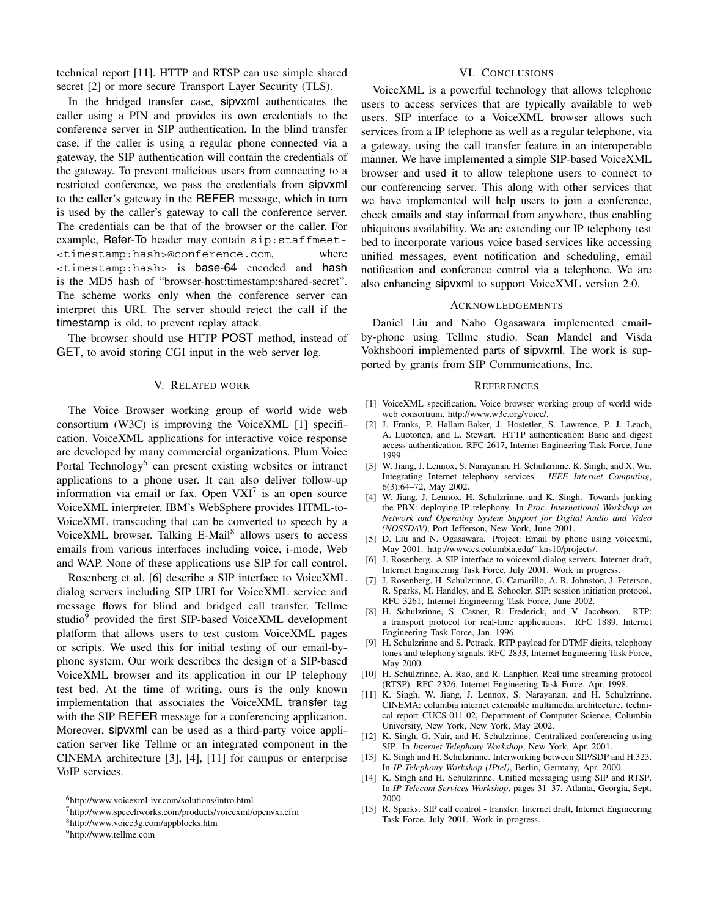technical report [11]. HTTP and RTSP can use simple shared secret [2] or more secure Transport Layer Security (TLS).

In the bridged transfer case, sipvxml authenticates the caller using a PIN and provides its own credentials to the conference server in SIP authentication. In the blind transfer case, if the caller is using a regular phone connected via a gateway, the SIP authentication will contain the credentials of the gateway. To prevent malicious users from connecting to a restricted conference, we pass the credentials from sipvxml to the caller's gateway in the REFER message, which in turn is used by the caller's gateway to call the conference server. The credentials can be that of the browser or the caller. For example, Refer-To header may contain `sip:staffmeet-<timestamp:hash>@conference.com`, where `<timestamp:hash>` is base-64 encoded and hash is the MD5 hash of "browser-host:timestamp:shared-secret". The scheme works only when the conference server can interpret this URI. The server should reject the call if the timestamp is old, to prevent replay attack.

The browser should use HTTP POST method, instead of GET, to avoid storing CGI input in the web server log.

## V. Related work

The Voice Browser working group of world wide web consortium (W3C) is improving the VoiceXML [1] specification. VoiceXML applications for interactive voice response are developed by many commercial organizations. Plum Voice Portal Technology[6] can present existing websites or intranet applications to a phone user. It can also deliver follow-up information via email or fax. Open VXI[7] is an open source VoiceXML interpreter. IBM's WebSphere provides HTML-to-VoiceXML transcoding that can be converted to speech by a VoiceXML browser. Talking E-Mail[8] allows users to access emails from various interfaces including voice, i-mode, Web and WAP. None of these applications use SIP for call control.

Rosenberg et al. [6] describe a SIP interface to VoiceXML dialog servers including SIP URI for VoiceXML service and message flows for blind and bridged call transfer. Tellme studio[9] provided the first SIP-based VoiceXML development platform that allows users to test custom VoiceXML pages or scripts. We used this for initial testing of our email-by-phone system. Our work describes the design of a SIP-based VoiceXML browser and its application in our IP telephony test bed. At the time of writing, ours is the only known implementation that associates the VoiceXML transfer tag with the SIP REFER message for a conferencing application. Moreover, sipvxml can be used as a third-party voice application server like Tellme or an integrated component in the CINEMA architecture [3], [4], [11] for campus or enterprise VoIP services.

[6] http://www.voicexml-ivr.com/solutions/intro.html

[7] http://www.speechworks.com/products/voicexml/openvxi.cfm

[8] http://www.voice3g.com/appblocks.htm

[9] http://www.tellme.com

## VI. Conclusions

VoiceXML is a powerful technology that allows telephone users to access services that are typically available to web users. SIP interface to a VoiceXML browser allows such services from a IP telephone as well as a regular telephone, via a gateway, using the call transfer feature in an interoperable manner. We have implemented a simple SIP-based VoiceXML browser and used it to allow telephone users to connect to our conferencing server. This along with other services that we have implemented will help users to join a conference, check emails and stay informed from anywhere, thus enabling ubiquitous availability. We are extending our IP telephony test bed to incorporate various voice based services like accessing unified messages, event notification and scheduling, email notification and conference control via a telephone. We are also enhancing sipvxml to support VoiceXML version 2.0.

## Acknowledgements

Daniel Liu and Naho Ogasawara implemented email-by-phone using Tellme studio. Sean Mandel and Visda Vokhshoori implemented parts of sipvxml. The work is supported by grants from SIP Communications, Inc.

## References

[1] VoiceXML specification. Voice browser working group of world wide web consortium. http://www.w3c.org/voice/.

[2] J. Franks, P. Hallam-Baker, J. Hostetler, S. Lawrence, P. J. Leach, A. Luotonen, and L. Stewart. HTTP authentication: Basic and digest access authentication. RFC 2617, Internet Engineering Task Force, June 1999.

[3] W. Jiang, J. Lennox, S. Narayanan, H. Schulzrinne, K. Singh, and X. Wu. Integrating Internet telephony services. *IEEE Internet Computing*, 6(3):64–72, May 2002.

[4] W. Jiang, J. Lennox, H. Schulzrinne, and K. Singh. Towards junking the PBX: deploying IP telephony. In *Proc. International Workshop on Network and Operating System Support for Digital Audio and Video (NOSSDAV)*, Port Jefferson, New York, June 2001.

[5] D. Liu and N. Ogasawara. Project: Email by phone using voicexml, May 2001. http://www.cs.columbia.edu/~kns10/projects/.

[6] J. Rosenberg. A SIP interface to voicexml dialog servers. Internet draft, Internet Engineering Task Force, July 2001. Work in progress.

[7] J. Rosenberg, H. Schulzrinne, G. Camarillo, A. R. Johnston, J. Peterson, R. Sparks, M. Handley, and E. Schooler. SIP: session initiation protocol. RFC 3261, Internet Engineering Task Force, June 2002.

[8] H. Schulzrinne, S. Casner, R. Frederick, and V. Jacobson. RTP: a transport protocol for real-time applications. RFC 1889, Internet Engineering Task Force, Jan. 1996.

[9] H. Schulzrinne and S. Petrack. RTP payload for DTMF digits, telephony tones and telephony signals. RFC 2833, Internet Engineering Task Force, May 2000.

[10] H. Schulzrinne, A. Rao, and R. Lanphier. Real time streaming protocol (RTSP). RFC 2326, Internet Engineering Task Force, Apr. 1998.

[11] K. Singh, W. Jiang, J. Lennox, S. Narayanan, and H. Schulzrinne. CINEMA: columbia internet extensible multimedia architecture. technical report CUCS-011-02, Department of Computer Science, Columbia University, New York, New York, May 2002.

[12] K. Singh, G. Nair, and H. Schulzrinne. Centralized conferencing using SIP. In *Internet Telephony Workshop*, New York, Apr. 2001.

[13] K. Singh and H. Schulzrinne. Interworking between SIP/SDP and H.323. In *IP-Telephony Workshop (IPtel)*, Berlin, Germany, Apr. 2000.

[14] K. Singh and H. Schulzrinne. Unified messaging using SIP and RTSP. In *IP Telecom Services Workshop*, pages 31–37, Atlanta, Georgia, Sept. 2000.

[15] R. Sparks. SIP call control - transfer. Internet draft, Internet Engineering Task Force, July 2001. Work in progress.